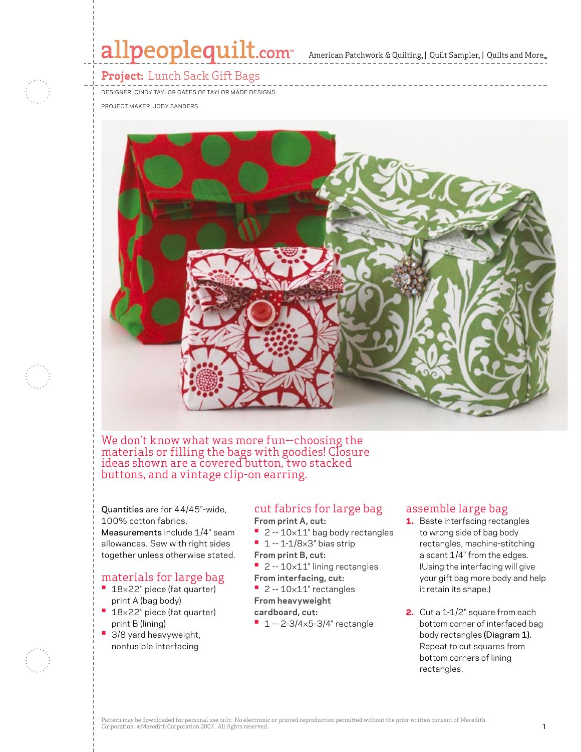# Project: Lunch Sack Gift Bags

DESIGNER: CINDY TAYLOR OATES OF TAYLOR MADE DESIGNS

PROJECT MAKER: JODY SANDERS

We don't know what was more fun—choosing the materials or filling the bags with goodies! Closure ideas shown are a covered button, two stacked buttons, and a vintage clip-on earring.

**Quantities** are for 44/45"-wide, 100% cotton fabrics.
**Measurements** include 1/4" seam allowances. Sew with right sides together unless otherwise stated.

## materials for large bag

- 18×22" piece (fat quarter) print A (bag body)
- 18×22" piece (fat quarter) print B (lining)
- 3/8 yard heavyweight, nonfusible interfacing

## cut fabrics for large bag

**From print A, cut:**

- 2 -- 10×11" bag body rectangles
- 1 -- 1-1/8×3" bias strip

**From print B, cut:**

- 2 -- 10×11" lining rectangles

**From interfacing, cut:**

- 2 -- 10×11" rectangles

**From heavyweight cardboard, cut:**

- 1 -- 2-3/4×5-3/4" rectangle

## assemble large bag

1. Baste interfacing rectangles to wrong side of bag body rectangles, machine-stitching a scant 1/4" from the edges. (Using the interfacing will give your gift bag more body and help it retain its shape.)

2. Cut a 1-1/2" square from each bottom corner of interfaced bag body rectangles **(Diagram 1).** Repeat to cut squares from bottom corners of lining rectangles.

Pattern may be downloaded for personal use only. No electronic or printed reproduction permitted without the prior written consent of Meredith Corporation. ©Meredith Corporation 2007. All rights reserved.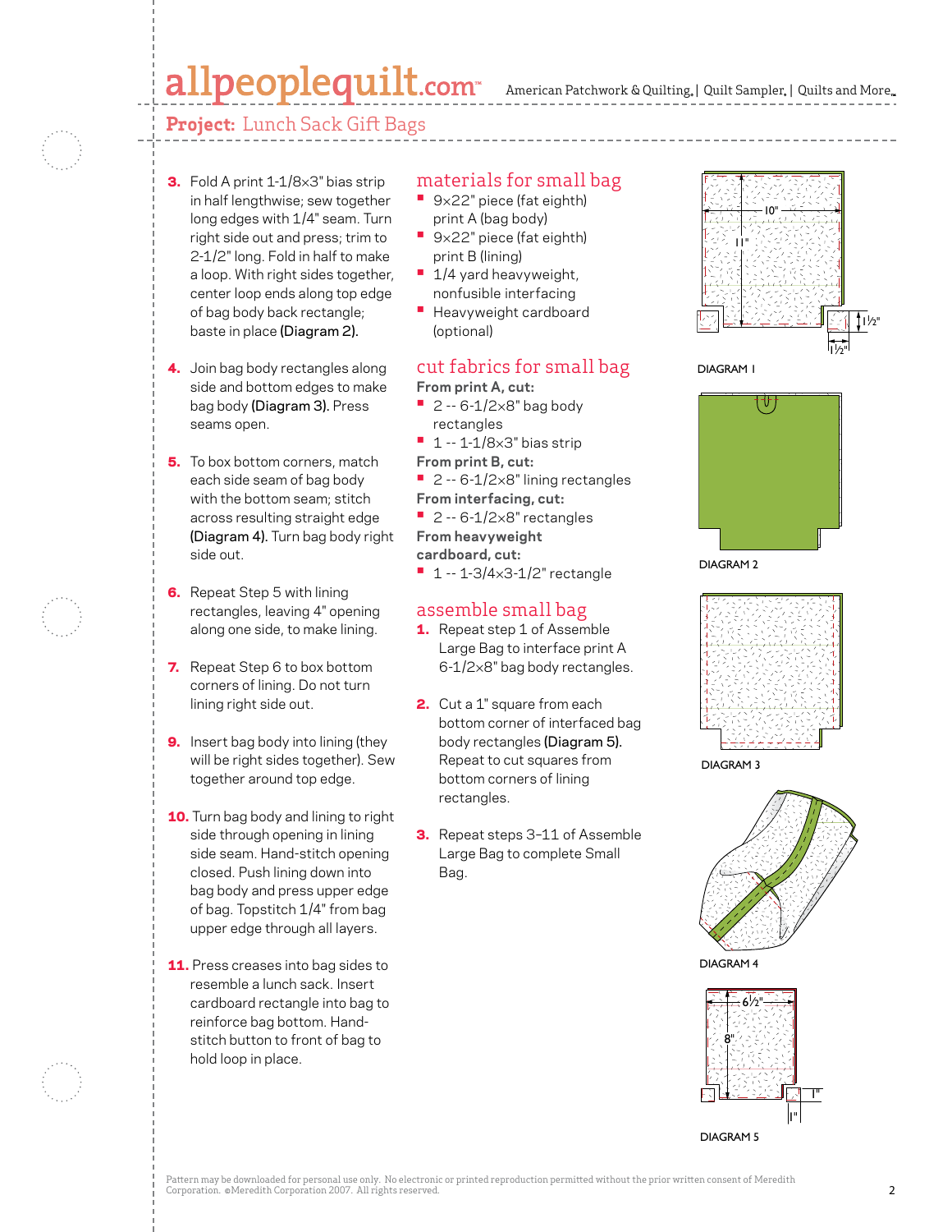**Project:** Lunch Sack Gift Bags

3. Fold A print 1-1/8×3" bias strip in half lengthwise; sew together long edges with 1/4" seam. Turn right side out and press; trim to 2-1/2" long. Fold in half to make a loop. With right sides together, center loop ends along top edge of bag body back rectangle; baste in place **(Diagram 2).**

4. Join bag body rectangles along side and bottom edges to make bag body **(Diagram 3).** Press seams open.

5. To box bottom corners, match each side seam of bag body with the bottom seam; stitch across resulting straight edge **(Diagram 4).** Turn bag body right side out.

6. Repeat Step 5 with lining rectangles, leaving 4" opening along one side, to make lining.

7. Repeat Step 6 to box bottom corners of lining. Do not turn lining right side out.

9. Insert bag body into lining (they will be right sides together). Sew together around top edge.

10. Turn bag body and lining to right side through opening in lining side seam. Hand-stitch opening closed. Push lining down into bag body and press upper edge of bag. Topstitch 1/4" from bag upper edge through all layers.

11. Press creases into bag sides to resemble a lunch sack. Insert cardboard rectangle into bag to reinforce bag bottom. Hand-stitch button to front of bag to hold loop in place.

## materials for small bag

- 9×22" piece (fat eighth) print A (bag body)
- 9×22" piece (fat eighth) print B (lining)
- 1/4 yard heavyweight, nonfusible interfacing
- Heavyweight cardboard (optional)

## cut fabrics for small bag

**From print A, cut:**
- 2 -- 6-1/2×8" bag body rectangles
- 1 -- 1-1/8×3" bias strip

**From print B, cut:**
- 2 -- 6-1/2×8" lining rectangles

**From interfacing, cut:**
- 2 -- 6-1/2×8" rectangles

**From heavyweight cardboard, cut:**
- 1 -- 1-3/4×3-1/2" rectangle

## assemble small bag

1. Repeat step 1 of Assemble Large Bag to interface print A 6-1/2×8" bag body rectangles.

2. Cut a 1" square from each bottom corner of interfaced bag body rectangles **(Diagram 5).** Repeat to cut squares from bottom corners of lining rectangles.

3. Repeat steps 3–11 of Assemble Large Bag to complete Small Bag.

10"
11"
1½"
1½"

DIAGRAM 1

DIAGRAM 2

DIAGRAM 3

DIAGRAM 4

6½"
8"
1"
1"

DIAGRAM 5

Pattern may be downloaded for personal use only. No electronic or printed reproduction permitted without the prior written consent of Meredith Corporation. ©Meredith Corporation 2007. All rights reserved.